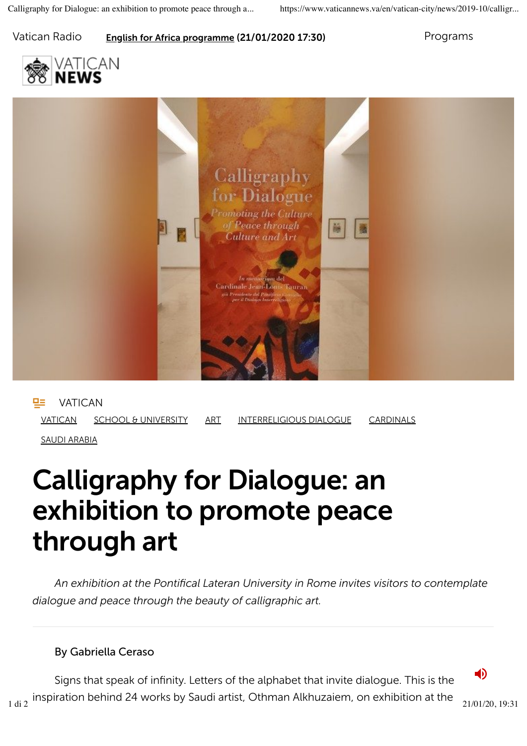Vatican Radio **English for Africa programme (21/01/2020 17:30)** Programs

VATICAN NEWS

VATICAN

VATICAN SCHOOL & UNIVERSITY ART INTERRELIGIOUS DIALOGUE CARDINALS SAUDI ARABIA

# Calligraphy for Dialogue: an exhibition to promote peace through art

*An exhibition at the Pontifical Lateran University in Rome invites visitors to contemplate dialogue and peace through the beauty of calligraphic art.*

By Gabriella Ceraso

Signs that speak of infinity. Letters of the alphabet that invite dialogue. This is the inspiration behind 24 works by Saudi artist, Othman Alkhuzaiem, on exhibition at the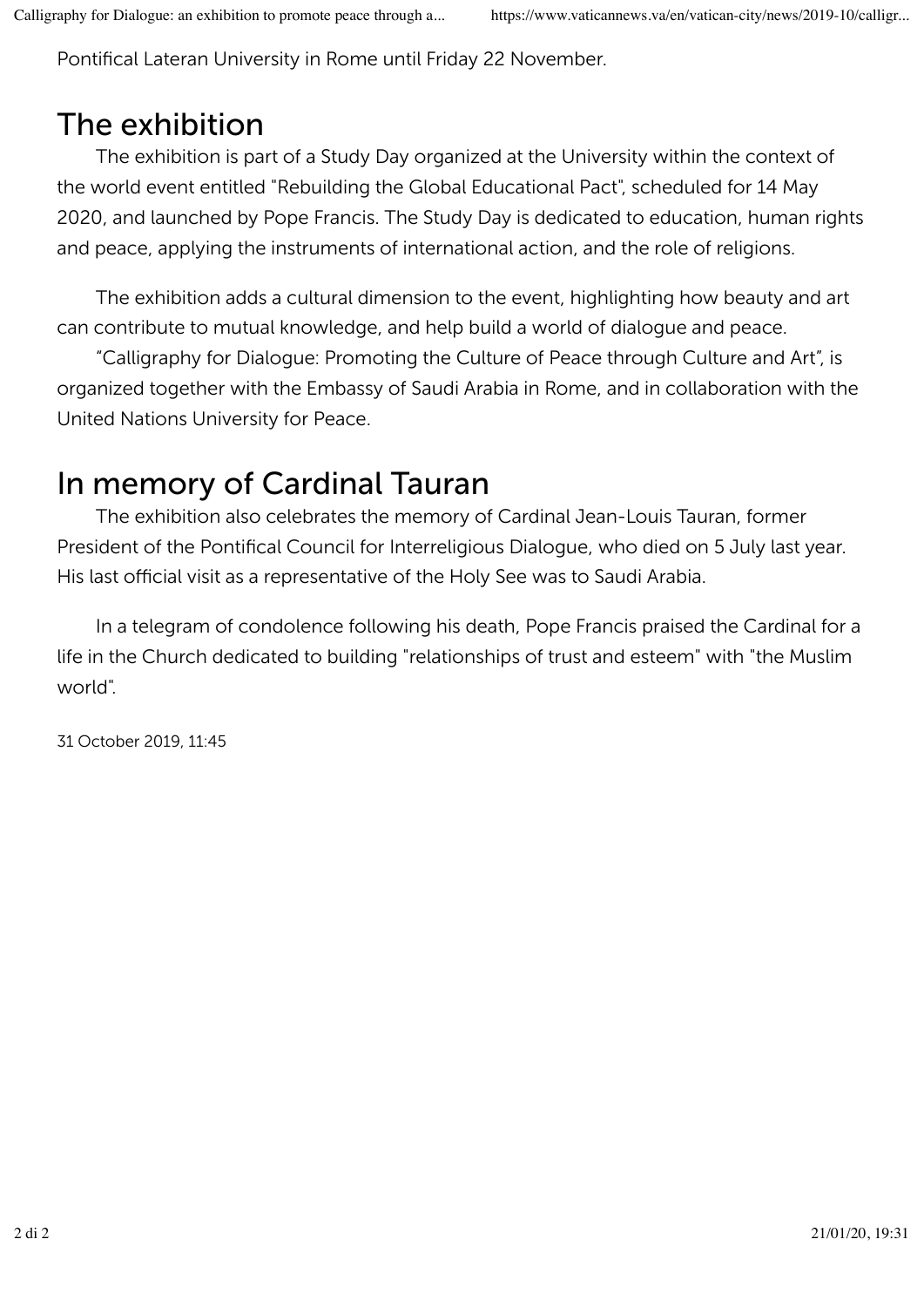Pontifical Lateran University in Rome until Friday 22 November.

## The exhibition

The exhibition is part of a Study Day organized at the University within the context of the world event entitled "Rebuilding the Global Educational Pact", scheduled for 14 May 2020, and launched by Pope Francis. The Study Day is dedicated to education, human rights and peace, applying the instruments of international action, and the role of religions.

The exhibition adds a cultural dimension to the event, highlighting how beauty and art can contribute to mutual knowledge, and help build a world of dialogue and peace.

"Calligraphy for Dialogue: Promoting the Culture of Peace through Culture and Art", is organized together with the Embassy of Saudi Arabia in Rome, and in collaboration with the United Nations University for Peace.

## In memory of Cardinal Tauran

The exhibition also celebrates the memory of Cardinal Jean-Louis Tauran, former President of the Pontifical Council for Interreligious Dialogue, who died on 5 July last year. His last official visit as a representative of the Holy See was to Saudi Arabia.

In a telegram of condolence following his death, Pope Francis praised the Cardinal for a life in the Church dedicated to building "relationships of trust and esteem" with "the Muslim world".

31 October 2019, 11:45